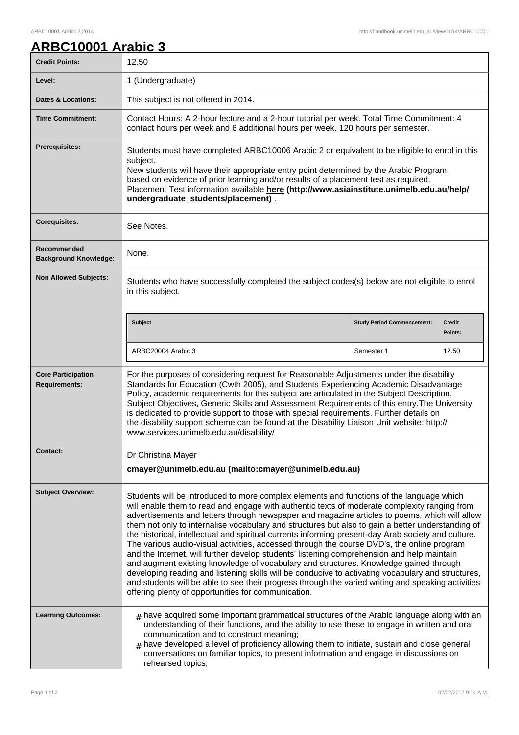# ARBC10001 Arabic 3

| | |
|---|---|
| **Credit Points:** | 12.50 |
| **Level:** | 1 (Undergraduate) |
| **Dates & Locations:** | This subject is not offered in 2014. |
| **Time Commitment:** | Contact Hours: A 2-hour lecture and a 2-hour tutorial per week. Total Time Commitment: 4 contact hours per week and 6 additional hours per week. 120 hours per semester. |
| **Prerequisites:** | Students must have completed ARBC10006 Arabic 2 or equivalent to be eligible to enrol in this subject.<br>New students will have their appropriate entry point determined by the Arabic Program, based on evidence of prior learning and/or results of a placement test as required.<br>Placement Test information available **here (http://www.asiainstitute.unimelb.edu.au/help/undergraduate_students/placement)** . |
| **Corequisites:** | See Notes. |
| **Recommended Background Knowledge:** | None. |
| **Non Allowed Subjects:** | Students who have successfully completed the subject codes(s) below are not eligible to enrol in this subject.<br><br>**Subject** / **Study Period Commencement:** / **Credit Points:**<br>ARBC20004 Arabic 3 / Semester 1 / 12.50 |
| **Core Participation Requirements:** | For the purposes of considering request for Reasonable Adjustments under the disability Standards for Education (Cwth 2005), and Students Experiencing Academic Disadvantage Policy, academic requirements for this subject are articulated in the Subject Description, Subject Objectives, Generic Skills and Assessment Requirements of this entry.The University is dedicated to provide support to those with special requirements. Further details on the disability support scheme can be found at the Disability Liaison Unit website: http://www.services.unimelb.edu.au/disability/ |
| **Contact:** | Dr Christina Mayer<br>**cmayer@unimelb.edu.au (mailto:cmayer@unimelb.edu.au)** |
| **Subject Overview:** | Students will be introduced to more complex elements and functions of the language which will enable them to read and engage with authentic texts of moderate complexity ranging from advertisements and letters through newspaper and magazine articles to poems, which will allow them not only to internalise vocabulary and structures but also to gain a better understanding of the historical, intellectual and spiritual currents informing present-day Arab society and culture. The various audio-visual activities, accessed through the course DVD's, the online program and the Internet, will further develop students' listening comprehension and help maintain and augment existing knowledge of vocabulary and structures. Knowledge gained through developing reading and listening skills will be conducive to activating vocabulary and structures, and students will be able to see their progress through the varied writing and speaking activities offering plenty of opportunities for communication. |
| **Learning Outcomes:** | # have acquired some important grammatical structures of the Arabic language along with an understanding of their functions, and the ability to use these to engage in written and oral communication and to construct meaning;<br># have developed a level of proficiency allowing them to initiate, sustain and close general conversations on familiar topics, to present information and engage in discussions on rehearsed topics; |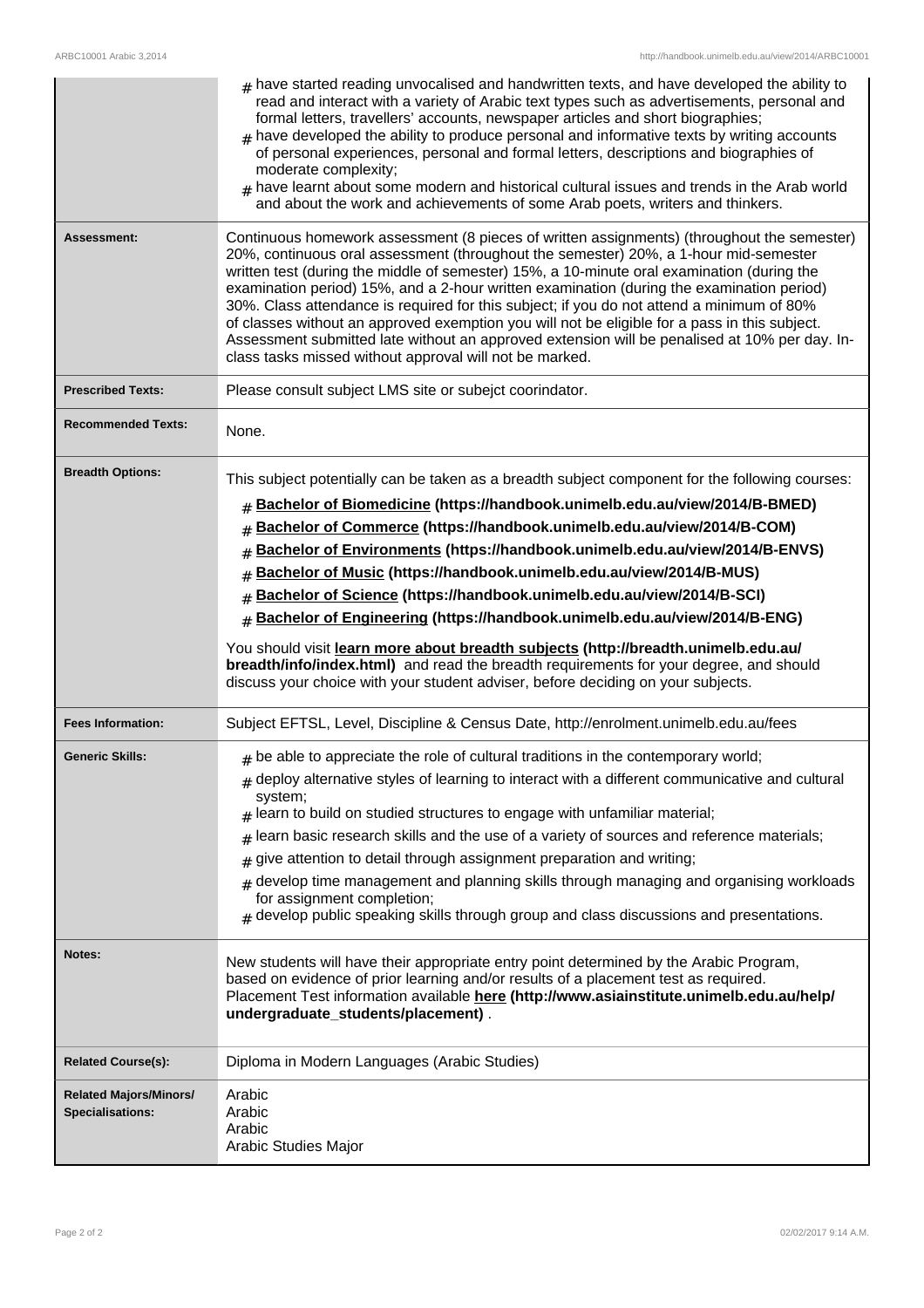| | |
|---|---|
| | - have started reading unvocalised and handwritten texts, and have developed the ability to read and interact with a variety of Arabic text types such as advertisements, personal and formal letters, travellers' accounts, newspaper articles and short biographies;<br>- have developed the ability to produce personal and informative texts by writing accounts of personal experiences, personal and formal letters, descriptions and biographies of moderate complexity;<br>- have learnt about some modern and historical cultural issues and trends in the Arab world and about the work and achievements of some Arab poets, writers and thinkers. |
| **Assessment:** | Continuous homework assessment (8 pieces of written assignments) (throughout the semester) 20%, continuous oral assessment (throughout the semester) 20%, a 1-hour mid-semester written test (during the middle of semester) 15%, a 10-minute oral examination (during the examination period) 15%, and a 2-hour written examination (during the examination period) 30%. Class attendance is required for this subject; if you do not attend a minimum of 80% of classes without an approved exemption you will not be eligible for a pass in this subject. Assessment submitted late without an approved extension will be penalised at 10% per day. In-class tasks missed without approval will not be marked. |
| **Prescribed Texts:** | Please consult subject LMS site or subejct coorindator. |
| **Recommended Texts:** | None. |
| **Breadth Options:** | This subject potentially can be taken as a breadth subject component for the following courses:<br>- **Bachelor of Biomedicine (https://handbook.unimelb.edu.au/view/2014/B-BMED)**<br>- **Bachelor of Commerce (https://handbook.unimelb.edu.au/view/2014/B-COM)**<br>- **Bachelor of Environments (https://handbook.unimelb.edu.au/view/2014/B-ENVS)**<br>- **Bachelor of Music (https://handbook.unimelb.edu.au/view/2014/B-MUS)**<br>- **Bachelor of Science (https://handbook.unimelb.edu.au/view/2014/B-SCI)**<br>- **Bachelor of Engineering (https://handbook.unimelb.edu.au/view/2014/B-ENG)**<br>You should visit **learn more about breadth subjects (http://breadth.unimelb.edu.au/breadth/info/index.html)** and read the breadth requirements for your degree, and should discuss your choice with your student adviser, before deciding on your subjects. |
| **Fees Information:** | Subject EFTSL, Level, Discipline & Census Date, http://enrolment.unimelb.edu.au/fees |
| **Generic Skills:** | - be able to appreciate the role of cultural traditions in the contemporary world;<br>- deploy alternative styles of learning to interact with a different communicative and cultural system;<br>- learn to build on studied structures to engage with unfamiliar material;<br>- learn basic research skills and the use of a variety of sources and reference materials;<br>- give attention to detail through assignment preparation and writing;<br>- develop time management and planning skills through managing and organising workloads for assignment completion;<br>- develop public speaking skills through group and class discussions and presentations. |
| **Notes:** | New students will have their appropriate entry point determined by the Arabic Program, based on evidence of prior learning and/or results of a placement test as required. Placement Test information available **here (http://www.asiainstitute.unimelb.edu.au/help/undergraduate_students/placement)** . |
| **Related Course(s):** | Diploma in Modern Languages (Arabic Studies) |
| **Related Majors/Minors/ Specialisations:** | Arabic<br>Arabic<br>Arabic<br>Arabic Studies Major |